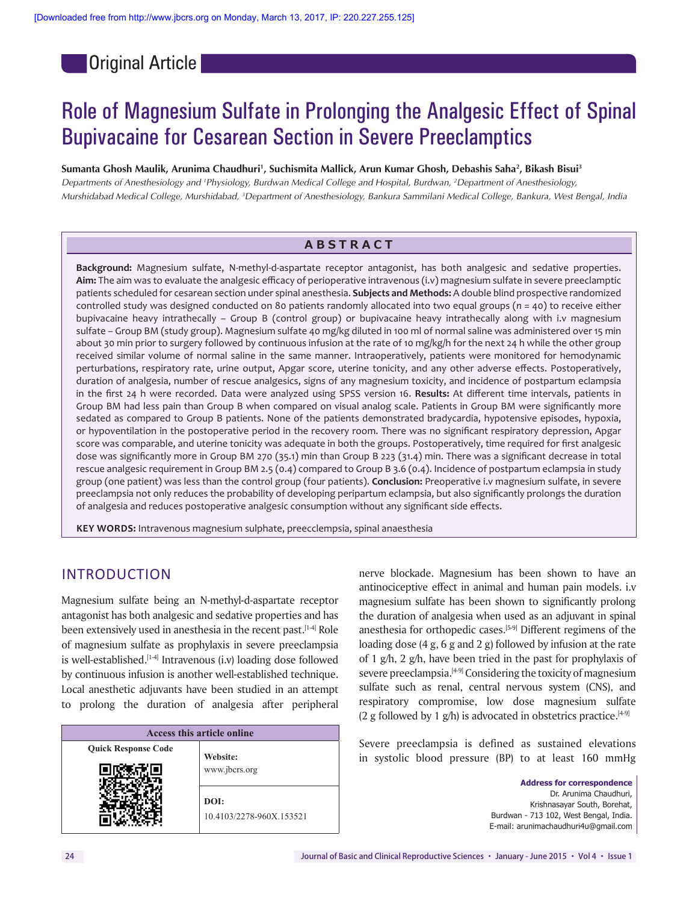Original Article

# Role of Magnesium Sulfate in Prolonging the Analgesic Effect of Spinal Bupivacaine for Cesarean Section in Severe Preeclamptics

**Sumanta Ghosh Maulik, Arunima Chaudhuri[1], Suchismita Mallick, Arun Kumar Ghosh, Debashis Saha[2], Bikash Bisui[3]**

*Departments of Anesthesiology and [1]Physiology, Burdwan Medical College and Hospital, Burdwan, [2]Department of Anesthesiology, Murshidabad Medical College, Murshidabad, [3]Department of Anesthesiology, Bankura Sammilani Medical College, Bankura, West Bengal, India*

## ABSTRACT

**Background:** Magnesium sulfate, N-methyl-d-aspartate receptor antagonist, has both analgesic and sedative properties. **Aim:** The aim was to evaluate the analgesic efficacy of perioperative intravenous (i.v) magnesium sulfate in severe preeclamptic patients scheduled for cesarean section under spinal anesthesia. **Subjects and Methods:** A double blind prospective randomized controlled study was designed conducted on 80 patients randomly allocated into two equal groups ($n$ = 40) to receive either bupivacaine heavy intrathecally – Group B (control group) or bupivacaine heavy intrathecally along with i.v magnesium sulfate – Group BM (study group). Magnesium sulfate 40 mg/kg diluted in 100 ml of normal saline was administered over 15 min about 30 min prior to surgery followed by continuous infusion at the rate of 10 mg/kg/h for the next 24 h while the other group received similar volume of normal saline in the same manner. Intraoperatively, patients were monitored for hemodynamic perturbations, respiratory rate, urine output, Apgar score, uterine tonicity, and any other adverse effects. Postoperatively, duration of analgesia, number of rescue analgesics, signs of any magnesium toxicity, and incidence of postpartum eclampsia in the first 24 h were recorded. Data were analyzed using SPSS version 16. **Results:** At different time intervals, patients in Group BM had less pain than Group B when compared on visual analog scale. Patients in Group BM were significantly more sedated as compared to Group B patients. None of the patients demonstrated bradycardia, hypotensive episodes, hypoxia, or hypoventilation in the postoperative period in the recovery room. There was no significant respiratory depression, Apgar score was comparable, and uterine tonicity was adequate in both the groups. Postoperatively, time required for first analgesic dose was significantly more in Group BM 270 (35.1) min than Group B 223 (31.4) min. There was a significant decrease in total rescue analgesic requirement in Group BM 2.5 (0.4) compared to Group B 3.6 (0.4). Incidence of postpartum eclampsia in study group (one patient) was less than the control group (four patients). **Conclusion:** Preoperative i.v magnesium sulfate, in severe preeclampsia not only reduces the probability of developing peripartum eclampsia, but also significantly prolongs the duration of analgesia and reduces postoperative analgesic consumption without any significant side effects.

**KEY WORDS:** Intravenous magnesium sulphate, preecclempsia, spinal anaesthesia

## INTRODUCTION

Magnesium sulfate being an N-methyl-d-aspartate receptor antagonist has both analgesic and sedative properties and has been extensively used in anesthesia in the recent past.[1-4] Role of magnesium sulfate as prophylaxis in severe preeclampsia is well-established.[1-4] Intravenous (i.v) loading dose followed by continuous infusion is another well-established technique. Local anesthetic adjuvants have been studied in an attempt to prolong the duration of analgesia after peripheral nerve blockade. Magnesium has been shown to have an antinociceptive effect in animal and human pain models. i.v magnesium sulfate has been shown to significantly prolong the duration of analgesia when used as an adjuvant in spinal anesthesia for orthopedic cases.[5-9] Different regimens of the loading dose (4 g, 6 g and 2 g) followed by infusion at the rate of 1 g/h, 2 g/h, have been tried in the past for prophylaxis of severe preeclampsia.[4-9] Considering the toxicity of magnesium sulfate such as renal, central nervous system (CNS), and respiratory compromise, low dose magnesium sulfate (2 g followed by 1 g/h) is advocated in obstetrics practice.[4-9]

Severe preeclampsia is defined as sustained elevations in systolic blood pressure (BP) to at least 160 mmHg

| Access this article online | |
|---|---|
| Quick Response Code | Website: www.jbcrs.org |
| | DOI: 10.4103/2278-960X.153521 |

**Address for correspondence**
Dr. Arunima Chaudhuri,
Krishnasayar South, Borehat,
Burdwan - 713 102, West Bengal, India.
E-mail: arunimachaudhuri4u@gmail.com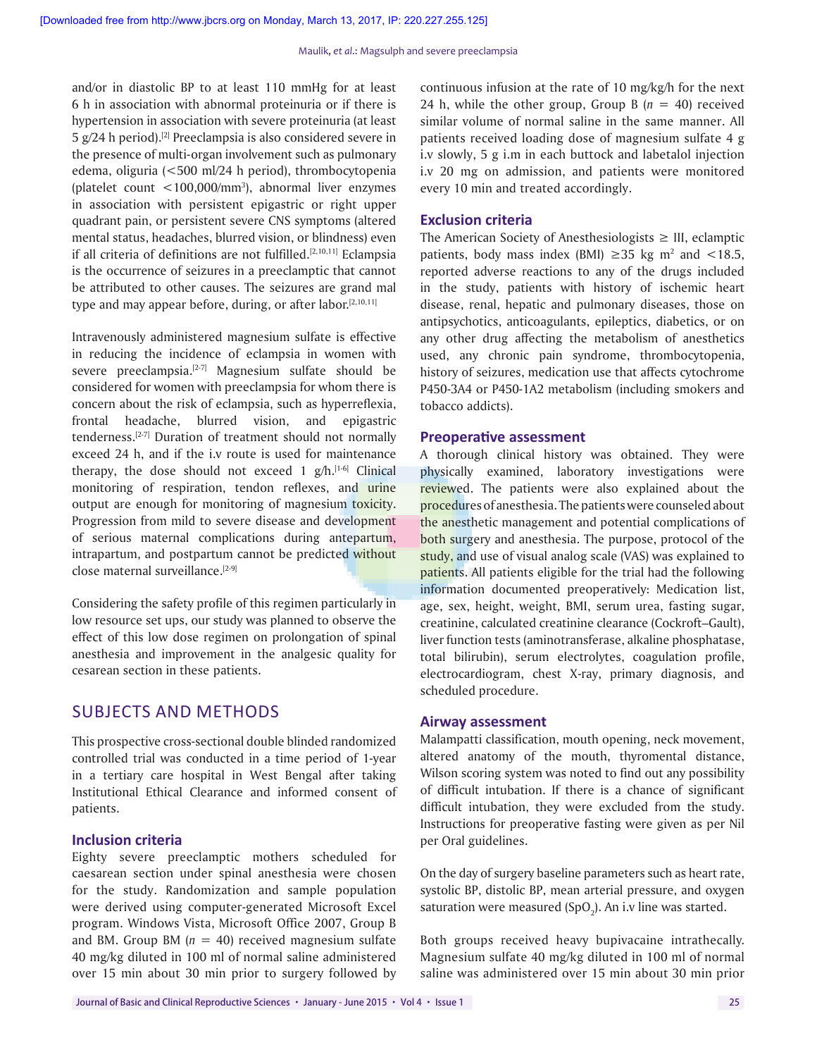and/or in diastolic BP to at least 110 mmHg for at least 6 h in association with abnormal proteinuria or if there is hypertension in association with severe proteinuria (at least 5 g/24 h period).[2] Preeclampsia is also considered severe in the presence of multi-organ involvement such as pulmonary edema, oliguria (<500 ml/24 h period), thrombocytopenia (platelet count <100,000/mm$^3$), abnormal liver enzymes in association with persistent epigastric or right upper quadrant pain, or persistent severe CNS symptoms (altered mental status, headaches, blurred vision, or blindness) even if all criteria of definitions are not fulfilled.[2,10,11] Eclampsia is the occurrence of seizures in a preeclamptic that cannot be attributed to other causes. The seizures are grand mal type and may appear before, during, or after labor.[2,10,11]

Intravenously administered magnesium sulfate is effective in reducing the incidence of eclampsia in women with severe preeclampsia.[2-7] Magnesium sulfate should be considered for women with preeclampsia for whom there is concern about the risk of eclampsia, such as hyperreflexia, frontal headache, blurred vision, and epigastric tenderness.[2-7] Duration of treatment should not normally exceed 24 h, and if the i.v route is used for maintenance therapy, the dose should not exceed 1 g/h.[1-6] Clinical monitoring of respiration, tendon reflexes, and urine output are enough for monitoring of magnesium toxicity. Progression from mild to severe disease and development of serious maternal complications during antepartum, intrapartum, and postpartum cannot be predicted without close maternal surveillance.[2-9]

Considering the safety profile of this regimen particularly in low resource set ups, our study was planned to observe the effect of this low dose regimen on prolongation of spinal anesthesia and improvement in the analgesic quality for cesarean section in these patients.

## SUBJECTS AND METHODS

This prospective cross-sectional double blinded randomized controlled trial was conducted in a time period of 1-year in a tertiary care hospital in West Bengal after taking Institutional Ethical Clearance and informed consent of patients.

### Inclusion criteria

Eighty severe preeclamptic mothers scheduled for caesarean section under spinal anesthesia were chosen for the study. Randomization and sample population were derived using computer-generated Microsoft Excel program. Windows Vista, Microsoft Office 2007, Group B and BM. Group BM ($n$ = 40) received magnesium sulfate 40 mg/kg diluted in 100 ml of normal saline administered over 15 min about 30 min prior to surgery followed by continuous infusion at the rate of 10 mg/kg/h for the next 24 h, while the other group, Group B ($n$ = 40) received similar volume of normal saline in the same manner. All patients received loading dose of magnesium sulfate 4 g i.v slowly, 5 g i.m in each buttock and labetalol injection i.v 20 mg on admission, and patients were monitored every 10 min and treated accordingly.

### Exclusion criteria

The American Society of Anesthesiologists ≥ III, eclamptic patients, body mass index (BMI) ≥35 kg m$^2$ and <18.5, reported adverse reactions to any of the drugs included in the study, patients with history of ischemic heart disease, renal, hepatic and pulmonary diseases, those on antipsychotics, anticoagulants, epileptics, diabetics, or on any other drug affecting the metabolism of anesthetics used, any chronic pain syndrome, thrombocytopenia, history of seizures, medication use that affects cytochrome P450-3A4 or P450-1A2 metabolism (including smokers and tobacco addicts).

### Preoperative assessment

A thorough clinical history was obtained. They were physically examined, laboratory investigations were reviewed. The patients were also explained about the procedures of anesthesia. The patients were counseled about the anesthetic management and potential complications of both surgery and anesthesia. The purpose, protocol of the study, and use of visual analog scale (VAS) was explained to patients. All patients eligible for the trial had the following information documented preoperatively: Medication list, age, sex, height, weight, BMI, serum urea, fasting sugar, creatinine, calculated creatinine clearance (Cockroft–Gault), liver function tests (aminotransferase, alkaline phosphatase, total bilirubin), serum electrolytes, coagulation profile, electrocardiogram, chest X-ray, primary diagnosis, and scheduled procedure.

### Airway assessment

Malampatti classification, mouth opening, neck movement, altered anatomy of the mouth, thyromental distance, Wilson scoring system was noted to find out any possibility of difficult intubation. If there is a chance of significant difficult intubation, they were excluded from the study. Instructions for preoperative fasting were given as per Nil per Oral guidelines.

On the day of surgery baseline parameters such as heart rate, systolic BP, distolic BP, mean arterial pressure, and oxygen saturation were measured ($SpO_2$). An i.v line was started.

Both groups received heavy bupivacaine intrathecally. Magnesium sulfate 40 mg/kg diluted in 100 ml of normal saline was administered over 15 min about 30 min prior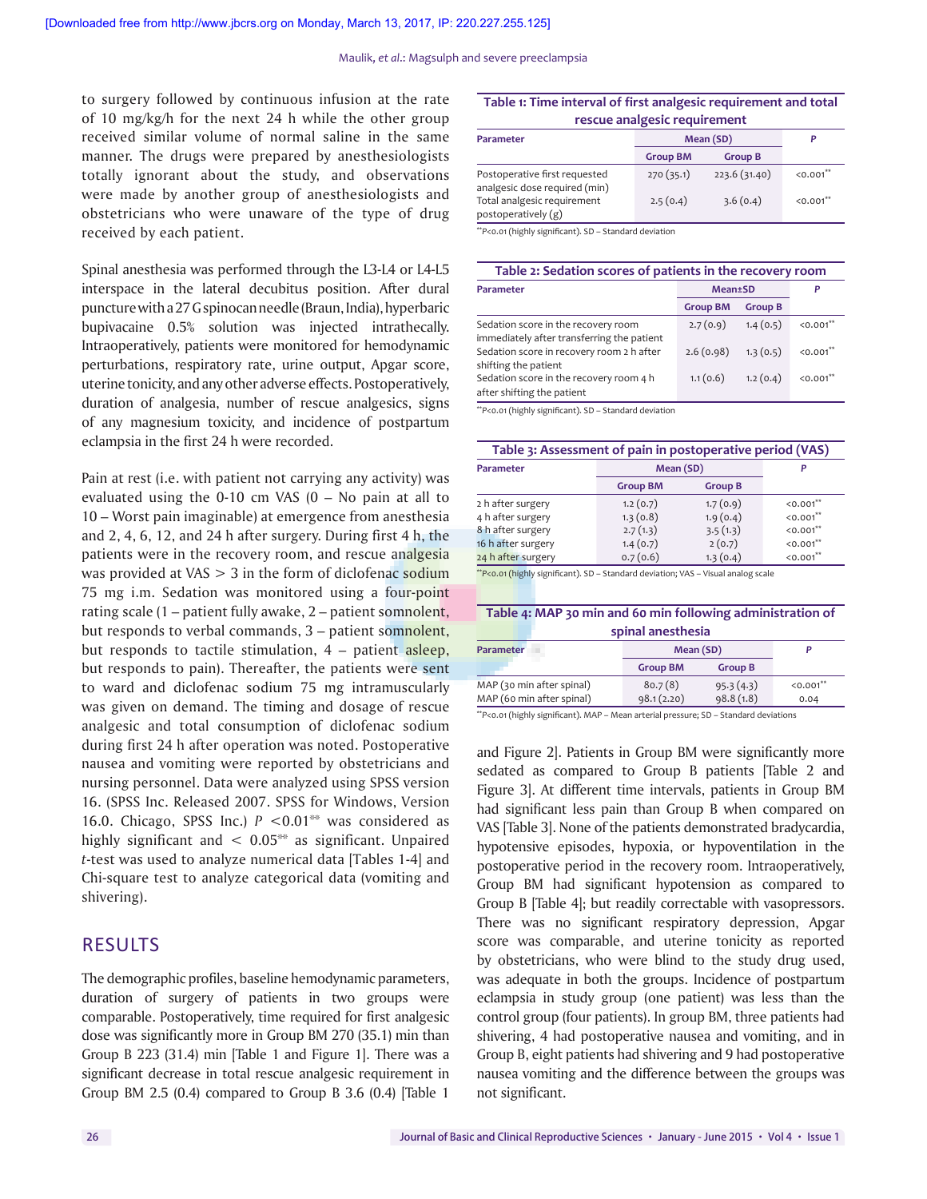to surgery followed by continuous infusion at the rate of 10 mg/kg/h for the next 24 h while the other group received similar volume of normal saline in the same manner. The drugs were prepared by anesthesiologists totally ignorant about the study, and observations were made by another group of anesthesiologists and obstetricians who were unaware of the type of drug received by each patient.

Spinal anesthesia was performed through the L3-L4 or L4-L5 interspace in the lateral decubitus position. After dural puncture with a 27 G spinocan needle (Braun, India), hyperbaric bupivacaine 0.5% solution was injected intrathecally. Intraoperatively, patients were monitored for hemodynamic perturbations, respiratory rate, urine output, Apgar score, uterine tonicity, and any other adverse effects. Postoperatively, duration of analgesia, number of rescue analgesics, signs of any magnesium toxicity, and incidence of postpartum eclampsia in the first 24 h were recorded.

Pain at rest (i.e. with patient not carrying any activity) was evaluated using the 0-10 cm VAS (0 – No pain at all to 10 – Worst pain imaginable) at emergence from anesthesia and 2, 4, 6, 12, and 24 h after surgery. During first 4 h, the patients were in the recovery room, and rescue analgesia was provided at VAS > 3 in the form of diclofenac sodium 75 mg i.m. Sedation was monitored using a four-point rating scale (1 – patient fully awake, 2 – patient somnolent, but responds to verbal commands, 3 – patient somnolent, but responds to tactile stimulation, 4 – patient asleep, but responds to pain). Thereafter, the patients were sent to ward and diclofenac sodium 75 mg intramuscularly was given on demand. The timing and dosage of rescue analgesic and total consumption of diclofenac sodium during first 24 h after operation was noted. Postoperative nausea and vomiting were reported by obstetricians and nursing personnel. Data were analyzed using SPSS version 16. (SPSS Inc. Released 2007. SPSS for Windows, Version 16.0. Chicago, SPSS Inc.) $P$ <0.01** was considered as highly significant and < 0.05** as significant. Unpaired *t*-test was used to analyze numerical data [Tables 1-4] and Chi-square test to analyze categorical data (vomiting and shivering).

## RESULTS

The demographic profiles, baseline hemodynamic parameters, duration of surgery of patients in two groups were comparable. Postoperatively, time required for first analgesic dose was significantly more in Group BM 270 (35.1) min than Group B 223 (31.4) min [Table 1 and Figure 1]. There was a significant decrease in total rescue analgesic requirement in Group BM 2.5 (0.4) compared to Group B 3.6 (0.4) [Table 1 and Figure 2]. Patients in Group BM were significantly more sedated as compared to Group B patients [Table 2 and Figure 3]. At different time intervals, patients in Group BM had significant less pain than Group B when compared on VAS [Table 3]. None of the patients demonstrated bradycardia, hypotensive episodes, hypoxia, or hypoventilation in the postoperative period in the recovery room. Intraoperatively, Group BM had significant hypotension as compared to Group B [Table 4]; but readily correctable with vasopressors. There was no significant respiratory depression, Apgar score was comparable, and uterine tonicity as reported by obstetricians, who were blind to the study drug used, was adequate in both the groups. Incidence of postpartum eclampsia in study group (one patient) was less than the control group (four patients). In group BM, three patients had shivering, 4 had postoperative nausea and vomiting, and in Group B, eight patients had shivering and 9 had postoperative nausea vomiting and the difference between the groups was not significant.

**Table 1: Time interval of first analgesic requirement and total rescue analgesic requirement**

| Parameter | Mean (SD) | | P |
|---|---|---|---|
| | Group BM | Group B | |
| Postoperative first requested analgesic dose required (min) | 270 (35.1) | 223.6 (31.40) | <0.001** |
| Total analgesic requirement postoperatively (g) | 2.5 (0.4) | 3.6 (0.4) | <0.001** |

**P<0.01 (highly significant). SD – Standard deviation

**Table 2: Sedation scores of patients in the recovery room**

| Parameter | Mean±SD | | P |
|---|---|---|---|
| | Group BM | Group B | |
| Sedation score in the recovery room immediately after transferring the patient | 2.7 (0.9) | 1.4 (0.5) | <0.001** |
| Sedation score in recovery room 2 h after shifting the patient | 2.6 (0.98) | 1.3 (0.5) | <0.001** |
| Sedation score in the recovery room 4 h after shifting the patient | 1.1 (0.6) | 1.2 (0.4) | <0.001** |

**P<0.01 (highly significant). SD – Standard deviation

**Table 3: Assessment of pain in postoperative period (VAS)**

| Parameter | Mean (SD) | | P |
|---|---|---|---|
| | Group BM | Group B | |
| 2 h after surgery | 1.2 (0.7) | 1.7 (0.9) | <0.001** |
| 4 h after surgery | 1.3 (0.8) | 1.9 (0.4) | <0.001** |
| 8 h after surgery | 2.7 (1.3) | 3.5 (1.3) | <0.001** |
| 16 h after surgery | 1.4 (0.7) | 2 (0.7) | <0.001** |
| 24 h after surgery | 0.7 (0.6) | 1.3 (0.4) | <0.001** |

**P<0.01 (highly significant). SD – Standard deviation; VAS – Visual analog scale

**Table 4: MAP 30 min and 60 min following administration of spinal anesthesia**

| Parameter | Mean (SD) | | P |
|---|---|---|---|
| | Group BM | Group B | |
| MAP (30 min after spinal) | 80.7 (8) | 95.3 (4.3) | <0.001** |
| MAP (60 min after spinal) | 98.1 (2.20) | 98.8 (1.8) | 0.04 |

**P<0.01 (highly significant). MAP – Mean arterial pressure; SD – Standard deviations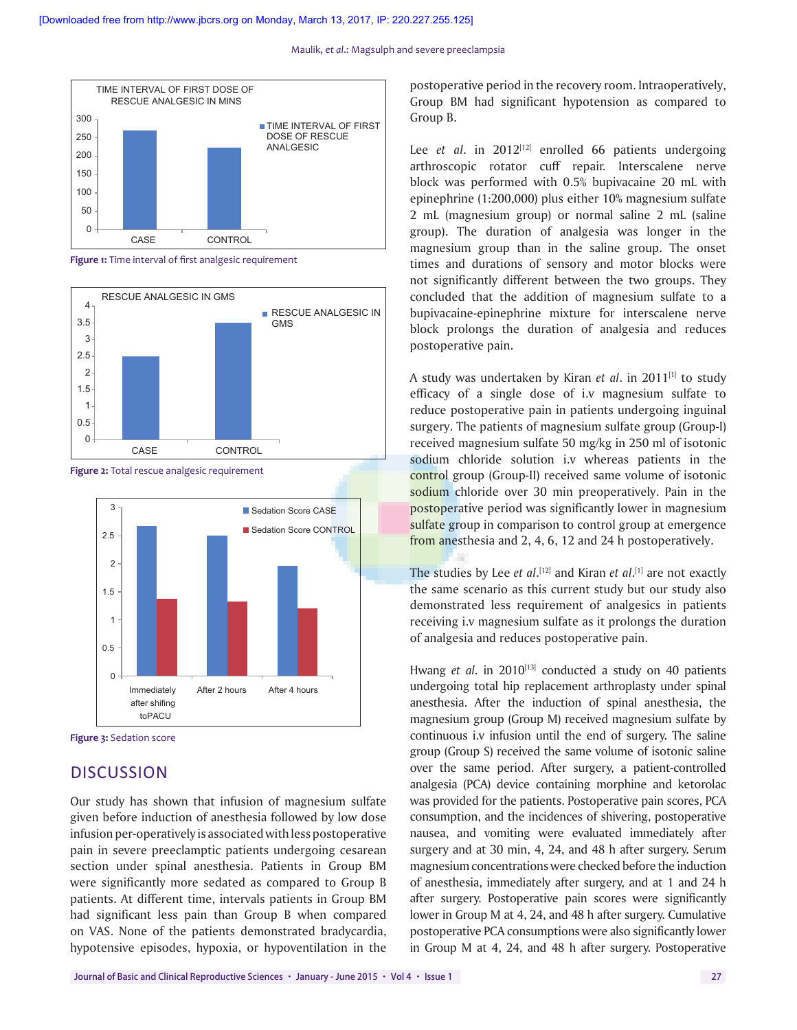TIME INTERVAL OF FIRST DOSE OF RESCUE ANALGESIC IN MINS

300
250
200
150
100
50
0

CASE
CONTROL

TIME INTERVAL OF FIRST DOSE OF RESCUE ANALGESIC

**Figure 1:** Time interval of first analgesic requirement

RESCUE ANALGESIC IN GMS

4
3.5
3
2.5
2
1.5
1
0.5
0

CASE
CONTROL

RESCUE ANALGESIC IN GMS

**Figure 2:** Total rescue analgesic requirement

3
2.5
2
1.5
1
0.5
0

Immediately after shifing toPACU
After 2 hours
After 4 hours

Sedation Score CASE
Sedation Score CONTROL

**Figure 3:** Sedation score

## DISCUSSION

Our study has shown that infusion of magnesium sulfate given before induction of anesthesia followed by low dose infusion per-operatively is associated with less postoperative pain in severe preeclamptic patients undergoing cesarean section under spinal anesthesia. Patients in Group BM were significantly more sedated as compared to Group B patients. At different time, intervals patients in Group BM had significant less pain than Group B when compared on VAS. None of the patients demonstrated bradycardia, hypotensive episodes, hypoxia, or hypoventilation in the postoperative period in the recovery room. Intraoperatively, Group BM had significant hypotension as compared to Group B.

Lee *et al*. in 2012[12] enrolled 66 patients undergoing arthroscopic rotator cuff repair. Interscalene nerve block was performed with 0.5% bupivacaine 20 mL with epinephrine (1:200,000) plus either 10% magnesium sulfate 2 mL (magnesium group) or normal saline 2 mL (saline group). The duration of analgesia was longer in the magnesium group than in the saline group. The onset times and durations of sensory and motor blocks were not significantly different between the two groups. They concluded that the addition of magnesium sulfate to a bupivacaine-epinephrine mixture for interscalene nerve block prolongs the duration of analgesia and reduces postoperative pain.

A study was undertaken by Kiran *et al*. in 2011[1] to study efficacy of a single dose of i.v magnesium sulfate to reduce postoperative pain in patients undergoing inguinal surgery. The patients of magnesium sulfate group (Group-I) received magnesium sulfate 50 mg/kg in 250 ml of isotonic sodium chloride solution i.v whereas patients in the control group (Group-II) received same volume of isotonic sodium chloride over 30 min preoperatively. Pain in the postoperative period was significantly lower in magnesium sulfate group in comparison to control group at emergence from anesthesia and 2, 4, 6, 12 and 24 h postoperatively.

The studies by Lee *et al*.[12] and Kiran *et al*.[1] are not exactly the same scenario as this current study but our study also demonstrated less requirement of analgesics in patients receiving i.v magnesium sulfate as it prolongs the duration of analgesia and reduces postoperative pain.

Hwang *et al*. in 2010[13] conducted a study on 40 patients undergoing total hip replacement arthroplasty under spinal anesthesia. After the induction of spinal anesthesia, the magnesium group (Group M) received magnesium sulfate by continuous i.v infusion until the end of surgery. The saline group (Group S) received the same volume of isotonic saline over the same period. After surgery, a patient-controlled analgesia (PCA) device containing morphine and ketorolac was provided for the patients. Postoperative pain scores, PCA consumption, and the incidences of shivering, postoperative nausea, and vomiting were evaluated immediately after surgery and at 30 min, 4, 24, and 48 h after surgery. Serum magnesium concentrations were checked before the induction of anesthesia, immediately after surgery, and at 1 and 24 h after surgery. Postoperative pain scores were significantly lower in Group M at 4, 24, and 48 h after surgery. Cumulative postoperative PCA consumptions were also significantly lower in Group M at 4, 24, and 48 h after surgery. Postoperative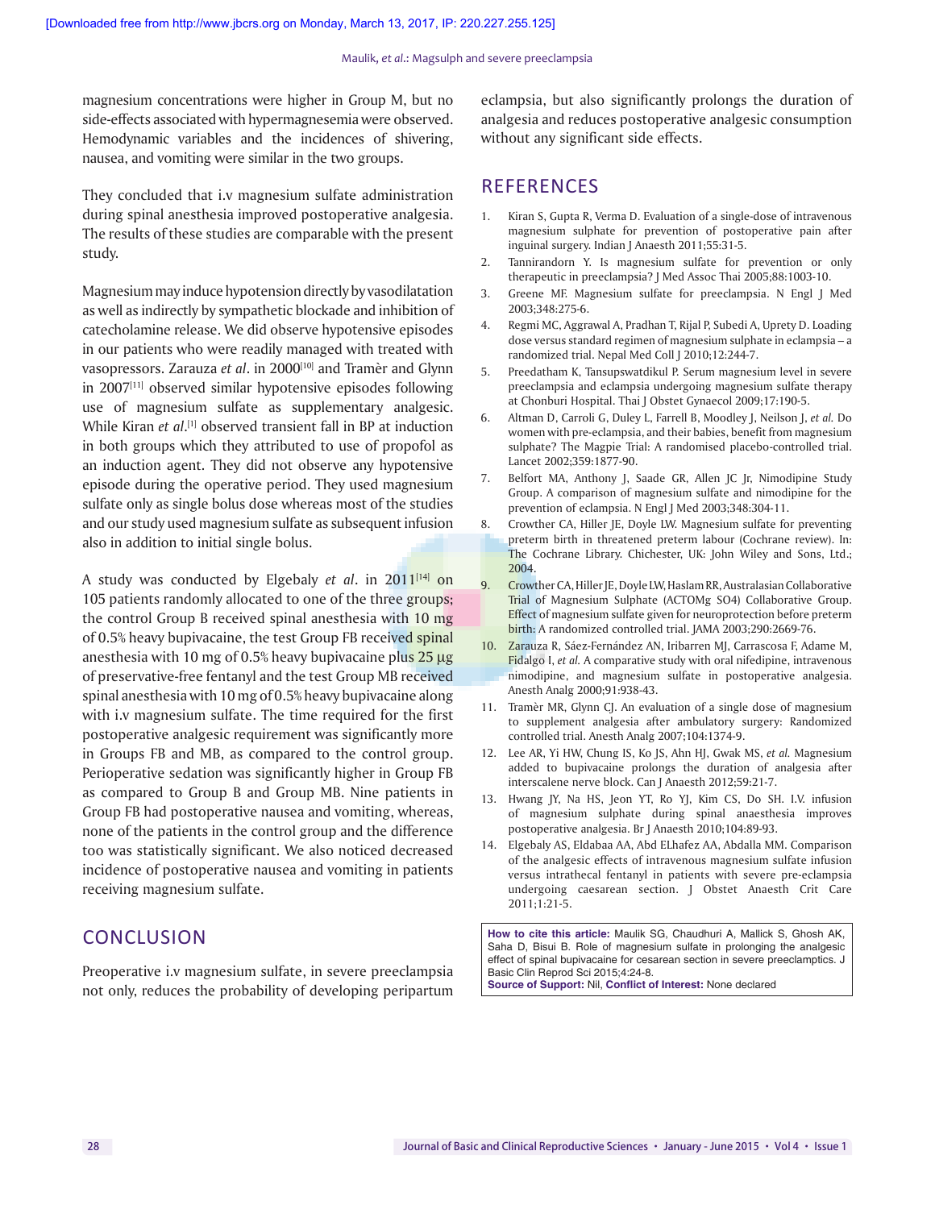magnesium concentrations were higher in Group M, but no side-effects associated with hypermagnesemia were observed. Hemodynamic variables and the incidences of shivering, nausea, and vomiting were similar in the two groups.

They concluded that i.v magnesium sulfate administration during spinal anesthesia improved postoperative analgesia. The results of these studies are comparable with the present study.

Magnesium may induce hypotension directly by vasodilatation as well as indirectly by sympathetic blockade and inhibition of catecholamine release. We did observe hypotensive episodes in our patients who were readily managed with treated with vasopressors. Zarauza *et al*. in 2000[10] and Tramèr and Glynn in 2007[11] observed similar hypotensive episodes following use of magnesium sulfate as supplementary analgesic. While Kiran *et al*.[1] observed transient fall in BP at induction in both groups which they attributed to use of propofol as an induction agent. They did not observe any hypotensive episode during the operative period. They used magnesium sulfate only as single bolus dose whereas most of the studies and our study used magnesium sulfate as subsequent infusion also in addition to initial single bolus.

A study was conducted by Elgebaly *et al*. in 2011[14] on 105 patients randomly allocated to one of the three groups; the control Group B received spinal anesthesia with 10 mg of 0.5% heavy bupivacaine, the test Group FB received spinal anesthesia with 10 mg of 0.5% heavy bupivacaine plus 25 µg of preservative-free fentanyl and the test Group MB received spinal anesthesia with 10 mg of 0.5% heavy bupivacaine along with i.v magnesium sulfate. The time required for the first postoperative analgesic requirement was significantly more in Groups FB and MB, as compared to the control group. Perioperative sedation was significantly higher in Group FB as compared to Group B and Group MB. Nine patients in Group FB had postoperative nausea and vomiting, whereas, none of the patients in the control group and the difference too was statistically significant. We also noticed decreased incidence of postoperative nausea and vomiting in patients receiving magnesium sulfate.

## CONCLUSION

Preoperative i.v magnesium sulfate, in severe preeclampsia not only, reduces the probability of developing peripartum eclampsia, but also significantly prolongs the duration of analgesia and reduces postoperative analgesic consumption without any significant side effects.

## REFERENCES

1. Kiran S, Gupta R, Verma D. Evaluation of a single-dose of intravenous magnesium sulphate for prevention of postoperative pain after inguinal surgery. Indian J Anaesth 2011;55:31-5.
2. Tannirandorn Y. Is magnesium sulfate for prevention or only therapeutic in preeclampsia? J Med Assoc Thai 2005;88:1003-10.
3. Greene MF. Magnesium sulfate for preeclampsia. N Engl J Med 2003;348:275-6.
4. Regmi MC, Aggrawal A, Pradhan T, Rijal P, Subedi A, Uprety D. Loading dose versus standard regimen of magnesium sulphate in eclampsia – a randomized trial. Nepal Med Coll J 2010;12:244-7.
5. Preedatham K, Tansupswatdikul P. Serum magnesium level in severe preeclampsia and eclampsia undergoing magnesium sulfate therapy at Chonburi Hospital. Thai J Obstet Gynaecol 2009;17:190-5.
6. Altman D, Carroli G, Duley L, Farrell B, Moodley J, Neilson J, *et al.* Do women with pre-eclampsia, and their babies, benefit from magnesium sulphate? The Magpie Trial: A randomised placebo-controlled trial. Lancet 2002;359:1877-90.
7. Belfort MA, Anthony J, Saade GR, Allen JC Jr, Nimodipine Study Group. A comparison of magnesium sulfate and nimodipine for the prevention of eclampsia. N Engl J Med 2003;348:304-11.
8. Crowther CA, Hiller JE, Doyle LW. Magnesium sulfate for preventing preterm birth in threatened preterm labour (Cochrane review). In: The Cochrane Library. Chichester, UK: John Wiley and Sons, Ltd.; 2004.
9. Crowther CA, Hiller JE, Doyle LW, Haslam RR, Australasian Collaborative Trial of Magnesium Sulphate (ACTOMg SO4) Collaborative Group. Effect of magnesium sulfate given for neuroprotection before preterm birth: A randomized controlled trial. JAMA 2003;290:2669-76.
10. Zarauza R, Sáez-Fernández AN, Iribarren MJ, Carrascosa F, Adame M, Fidalgo I, *et al.* A comparative study with oral nifedipine, intravenous nimodipine, and magnesium sulfate in postoperative analgesia. Anesth Analg 2000;91:938-43.
11. Tramèr MR, Glynn CJ. An evaluation of a single dose of magnesium to supplement analgesia after ambulatory surgery: Randomized controlled trial. Anesth Analg 2007;104:1374-9.
12. Lee AR, Yi HW, Chung IS, Ko JS, Ahn HJ, Gwak MS, *et al.* Magnesium added to bupivacaine prolongs the duration of analgesia after interscalene nerve block. Can J Anaesth 2012;59:21-7.
13. Hwang JY, Na HS, Jeon YT, Ro YJ, Kim CS, Do SH. I.V. infusion of magnesium sulphate during spinal anaesthesia improves postoperative analgesia. Br J Anaesth 2010;104:89-93.
14. Elgebaly AS, Eldabaa AA, Abd ELhafez AA, Abdalla MM. Comparison of the analgesic effects of intravenous magnesium sulfate infusion versus intrathecal fentanyl in patients with severe pre-eclampsia undergoing caesarean section. J Obstet Anaesth Crit Care 2011;1:21-5.

**How to cite this article:** Maulik SG, Chaudhuri A, Mallick S, Ghosh AK, Saha D, Bisui B. Role of magnesium sulfate in prolonging the analgesic effect of spinal bupivacaine for cesarean section in severe preeclamptics. J Basic Clin Reprod Sci 2015;4:24-8.
**Source of Support:** Nil, **Conflict of Interest:** None declared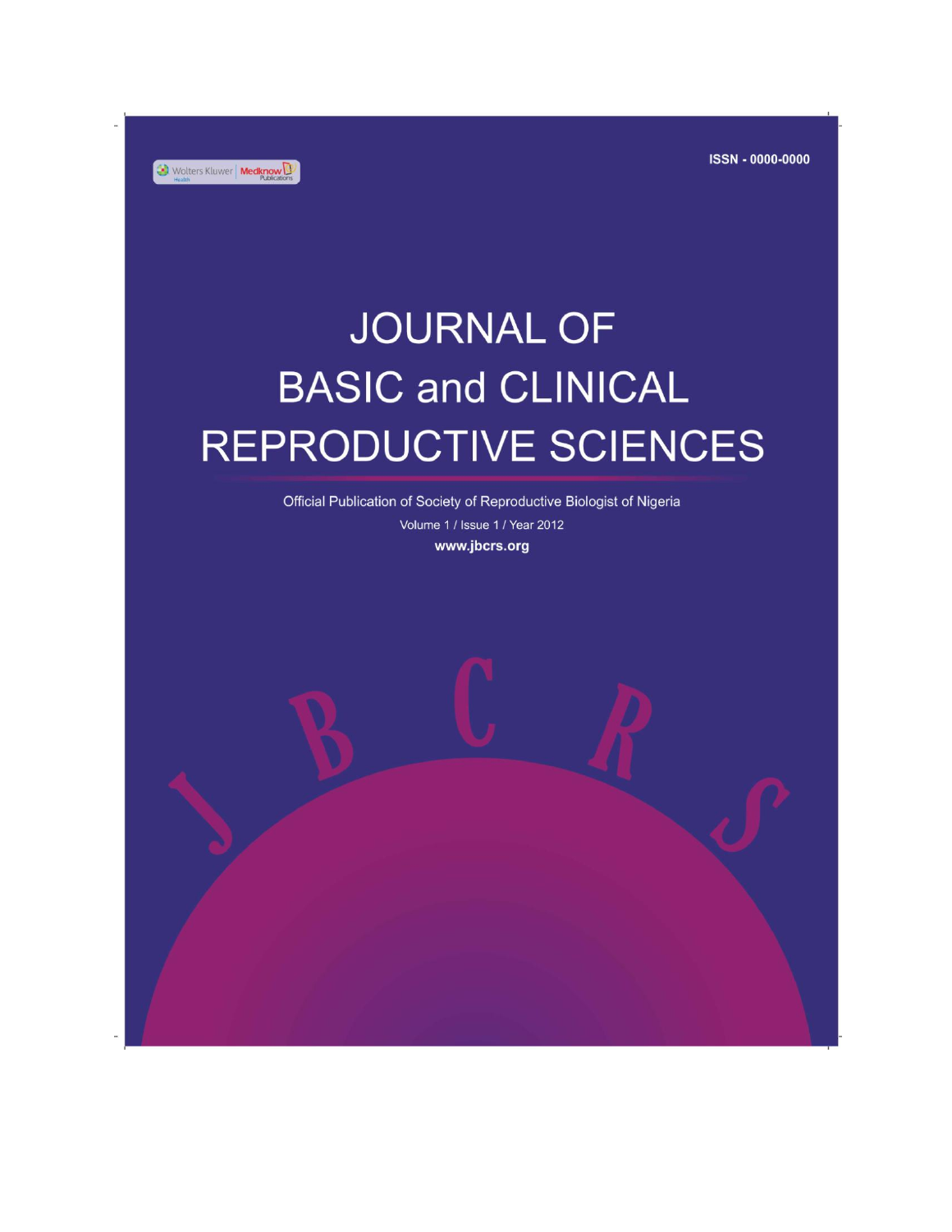Wolters Kluwer Health | Medknow Publications

ISSN - 0000-0000

# JOURNAL OF BASIC and CLINICAL REPRODUCTIVE SCIENCES

Official Publication of Society of Reproductive Biologist of Nigeria

Volume 1 / Issue 1 / Year 2012

**www.jbcrs.org**

JBCRS